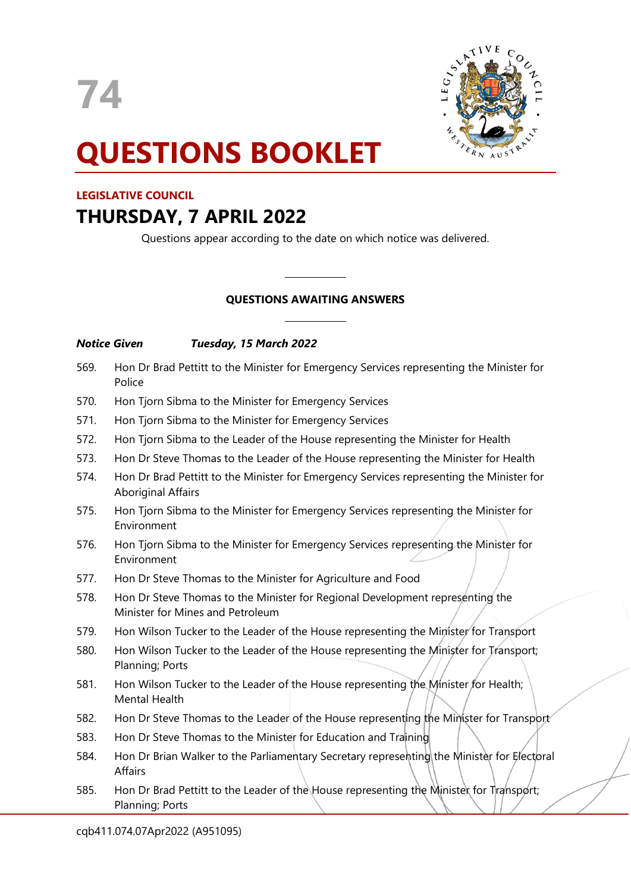74

# QUESTIONS BOOKLET

**LEGISLATIVE COUNCIL**

## THURSDAY, 7 APRIL 2022

Questions appear according to the date on which notice was delivered.

---

**QUESTIONS AWAITING ANSWERS**

---

***Notice Given*** ***Tuesday, 15 March 2022***

569. Hon Dr Brad Pettitt to the Minister for Emergency Services representing the Minister for Police
570. Hon Tjorn Sibma to the Minister for Emergency Services
571. Hon Tjorn Sibma to the Minister for Emergency Services
572. Hon Tjorn Sibma to the Leader of the House representing the Minister for Health
573. Hon Dr Steve Thomas to the Leader of the House representing the Minister for Health
574. Hon Dr Brad Pettitt to the Minister for Emergency Services representing the Minister for Aboriginal Affairs
575. Hon Tjorn Sibma to the Minister for Emergency Services representing the Minister for Environment
576. Hon Tjorn Sibma to the Minister for Emergency Services representing the Minister for Environment
577. Hon Dr Steve Thomas to the Minister for Agriculture and Food
578. Hon Dr Steve Thomas to the Minister for Regional Development representing the Minister for Mines and Petroleum
579. Hon Wilson Tucker to the Leader of the House representing the Minister for Transport
580. Hon Wilson Tucker to the Leader of the House representing the Minister for Transport; Planning; Ports
581. Hon Wilson Tucker to the Leader of the House representing the Minister for Health; Mental Health
582. Hon Dr Steve Thomas to the Leader of the House representing the Minister for Transport
583. Hon Dr Steve Thomas to the Minister for Education and Training
584. Hon Dr Brian Walker to the Parliamentary Secretary representing the Minister for Electoral Affairs
585. Hon Dr Brad Pettitt to the Leader of the House representing the Minister for Transport; Planning; Ports

cqb411.074.07Apr2022 (A951095)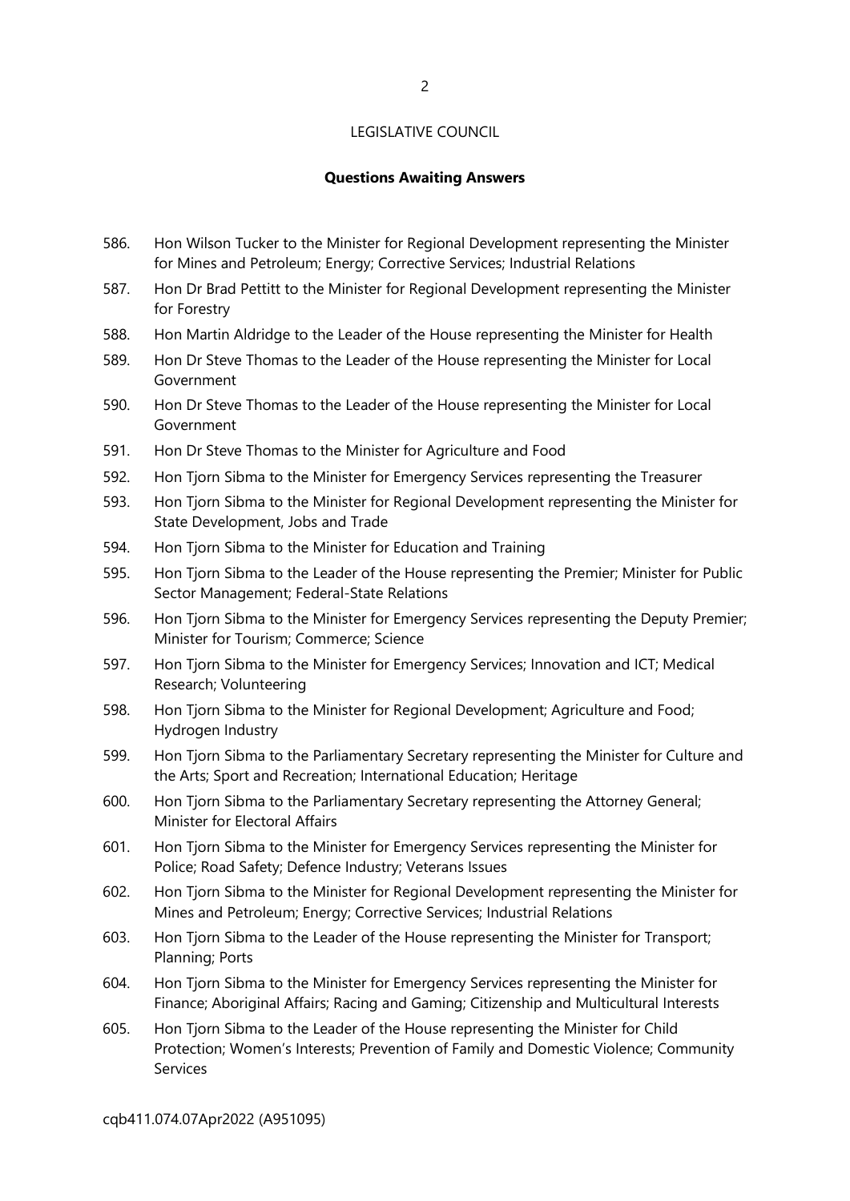LEGISLATIVE COUNCIL

**Questions Awaiting Answers**

586. Hon Wilson Tucker to the Minister for Regional Development representing the Minister for Mines and Petroleum; Energy; Corrective Services; Industrial Relations
587. Hon Dr Brad Pettitt to the Minister for Regional Development representing the Minister for Forestry
588. Hon Martin Aldridge to the Leader of the House representing the Minister for Health
589. Hon Dr Steve Thomas to the Leader of the House representing the Minister for Local Government
590. Hon Dr Steve Thomas to the Leader of the House representing the Minister for Local Government
591. Hon Dr Steve Thomas to the Minister for Agriculture and Food
592. Hon Tjorn Sibma to the Minister for Emergency Services representing the Treasurer
593. Hon Tjorn Sibma to the Minister for Regional Development representing the Minister for State Development, Jobs and Trade
594. Hon Tjorn Sibma to the Minister for Education and Training
595. Hon Tjorn Sibma to the Leader of the House representing the Premier; Minister for Public Sector Management; Federal-State Relations
596. Hon Tjorn Sibma to the Minister for Emergency Services representing the Deputy Premier; Minister for Tourism; Commerce; Science
597. Hon Tjorn Sibma to the Minister for Emergency Services; Innovation and ICT; Medical Research; Volunteering
598. Hon Tjorn Sibma to the Minister for Regional Development; Agriculture and Food; Hydrogen Industry
599. Hon Tjorn Sibma to the Parliamentary Secretary representing the Minister for Culture and the Arts; Sport and Recreation; International Education; Heritage
600. Hon Tjorn Sibma to the Parliamentary Secretary representing the Attorney General; Minister for Electoral Affairs
601. Hon Tjorn Sibma to the Minister for Emergency Services representing the Minister for Police; Road Safety; Defence Industry; Veterans Issues
602. Hon Tjorn Sibma to the Minister for Regional Development representing the Minister for Mines and Petroleum; Energy; Corrective Services; Industrial Relations
603. Hon Tjorn Sibma to the Leader of the House representing the Minister for Transport; Planning; Ports
604. Hon Tjorn Sibma to the Minister for Emergency Services representing the Minister for Finance; Aboriginal Affairs; Racing and Gaming; Citizenship and Multicultural Interests
605. Hon Tjorn Sibma to the Leader of the House representing the Minister for Child Protection; Women's Interests; Prevention of Family and Domestic Violence; Community Services

cqb411.074.07Apr2022 (A951095)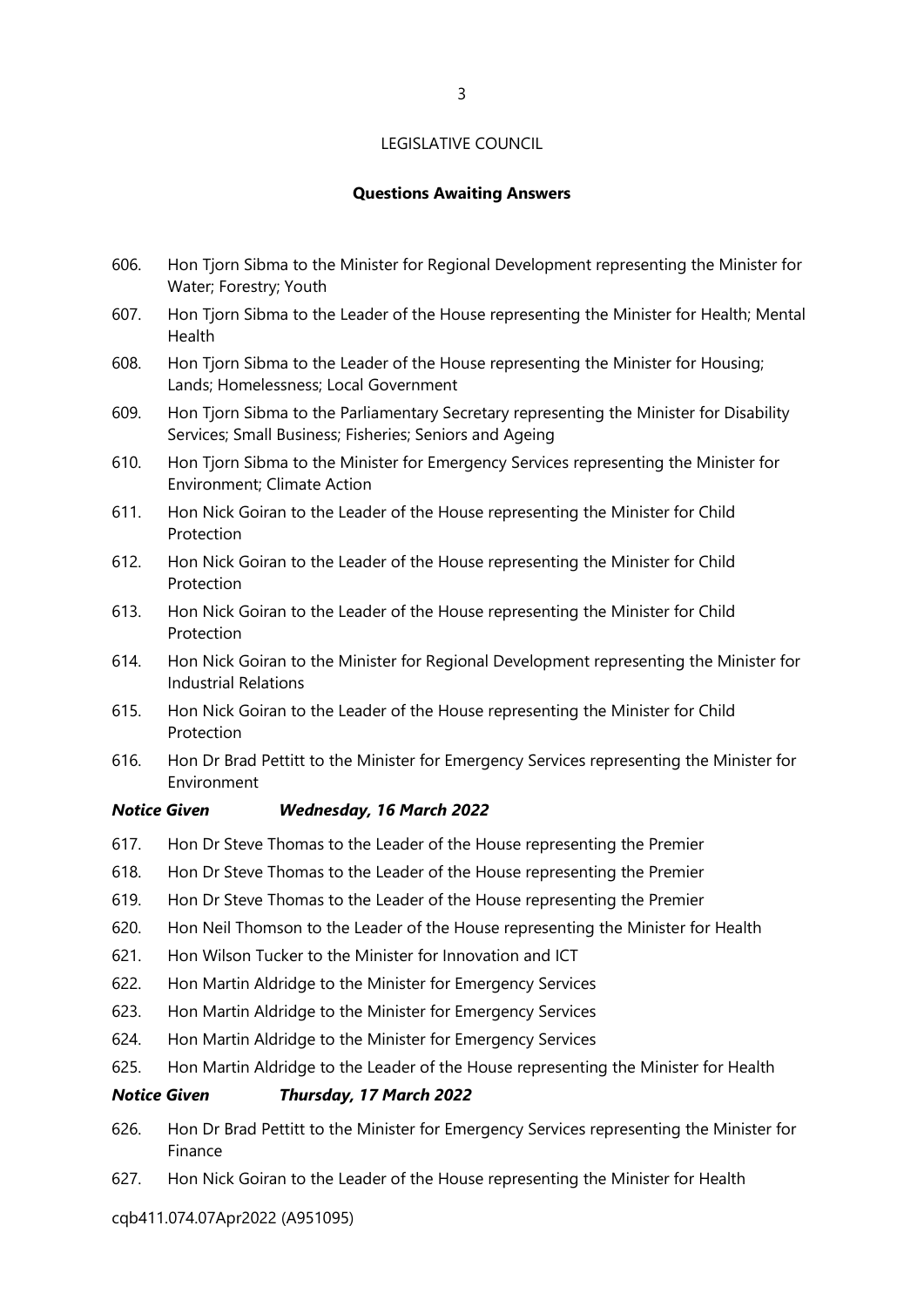LEGISLATIVE COUNCIL

**Questions Awaiting Answers**

606. Hon Tjorn Sibma to the Minister for Regional Development representing the Minister for Water; Forestry; Youth
607. Hon Tjorn Sibma to the Leader of the House representing the Minister for Health; Mental Health
608. Hon Tjorn Sibma to the Leader of the House representing the Minister for Housing; Lands; Homelessness; Local Government
609. Hon Tjorn Sibma to the Parliamentary Secretary representing the Minister for Disability Services; Small Business; Fisheries; Seniors and Ageing
610. Hon Tjorn Sibma to the Minister for Emergency Services representing the Minister for Environment; Climate Action
611. Hon Nick Goiran to the Leader of the House representing the Minister for Child Protection
612. Hon Nick Goiran to the Leader of the House representing the Minister for Child Protection
613. Hon Nick Goiran to the Leader of the House representing the Minister for Child Protection
614. Hon Nick Goiran to the Minister for Regional Development representing the Minister for Industrial Relations
615. Hon Nick Goiran to the Leader of the House representing the Minister for Child Protection
616. Hon Dr Brad Pettitt to the Minister for Emergency Services representing the Minister for Environment

***Notice Given Wednesday, 16 March 2022***

617. Hon Dr Steve Thomas to the Leader of the House representing the Premier
618. Hon Dr Steve Thomas to the Leader of the House representing the Premier
619. Hon Dr Steve Thomas to the Leader of the House representing the Premier
620. Hon Neil Thomson to the Leader of the House representing the Minister for Health
621. Hon Wilson Tucker to the Minister for Innovation and ICT
622. Hon Martin Aldridge to the Minister for Emergency Services
623. Hon Martin Aldridge to the Minister for Emergency Services
624. Hon Martin Aldridge to the Minister for Emergency Services
625. Hon Martin Aldridge to the Leader of the House representing the Minister for Health

***Notice Given Thursday, 17 March 2022***

626. Hon Dr Brad Pettitt to the Minister for Emergency Services representing the Minister for Finance
627. Hon Nick Goiran to the Leader of the House representing the Minister for Health

cqb411.074.07Apr2022 (A951095)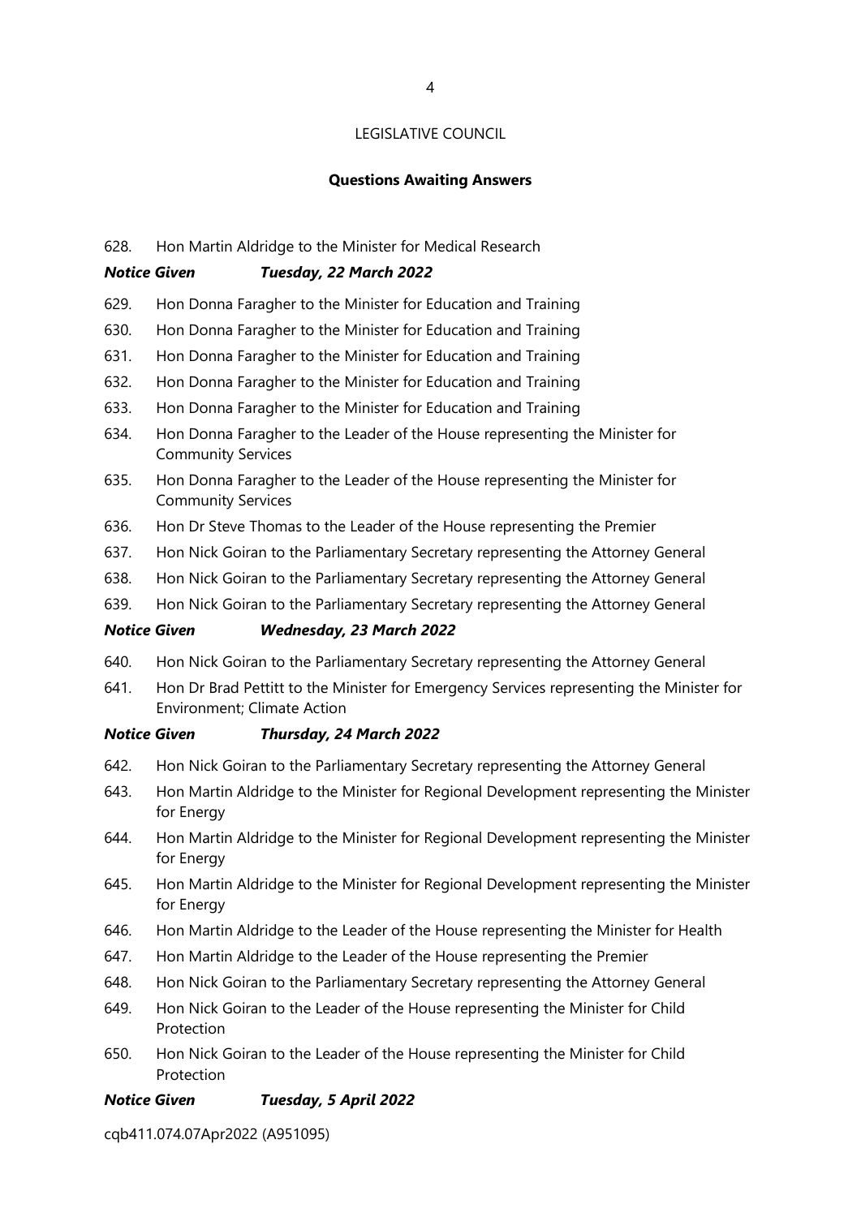LEGISLATIVE COUNCIL

**Questions Awaiting Answers**

628. Hon Martin Aldridge to the Minister for Medical Research

***Notice Given Tuesday, 22 March 2022***

629. Hon Donna Faragher to the Minister for Education and Training
630. Hon Donna Faragher to the Minister for Education and Training
631. Hon Donna Faragher to the Minister for Education and Training
632. Hon Donna Faragher to the Minister for Education and Training
633. Hon Donna Faragher to the Minister for Education and Training
634. Hon Donna Faragher to the Leader of the House representing the Minister for Community Services
635. Hon Donna Faragher to the Leader of the House representing the Minister for Community Services
636. Hon Dr Steve Thomas to the Leader of the House representing the Premier
637. Hon Nick Goiran to the Parliamentary Secretary representing the Attorney General
638. Hon Nick Goiran to the Parliamentary Secretary representing the Attorney General
639. Hon Nick Goiran to the Parliamentary Secretary representing the Attorney General

***Notice Given Wednesday, 23 March 2022***

640. Hon Nick Goiran to the Parliamentary Secretary representing the Attorney General
641. Hon Dr Brad Pettitt to the Minister for Emergency Services representing the Minister for Environment; Climate Action

***Notice Given Thursday, 24 March 2022***

642. Hon Nick Goiran to the Parliamentary Secretary representing the Attorney General
643. Hon Martin Aldridge to the Minister for Regional Development representing the Minister for Energy
644. Hon Martin Aldridge to the Minister for Regional Development representing the Minister for Energy
645. Hon Martin Aldridge to the Minister for Regional Development representing the Minister for Energy
646. Hon Martin Aldridge to the Leader of the House representing the Minister for Health
647. Hon Martin Aldridge to the Leader of the House representing the Premier
648. Hon Nick Goiran to the Parliamentary Secretary representing the Attorney General
649. Hon Nick Goiran to the Leader of the House representing the Minister for Child Protection
650. Hon Nick Goiran to the Leader of the House representing the Minister for Child Protection

***Notice Given Tuesday, 5 April 2022***

cqb411.074.07Apr2022 (A951095)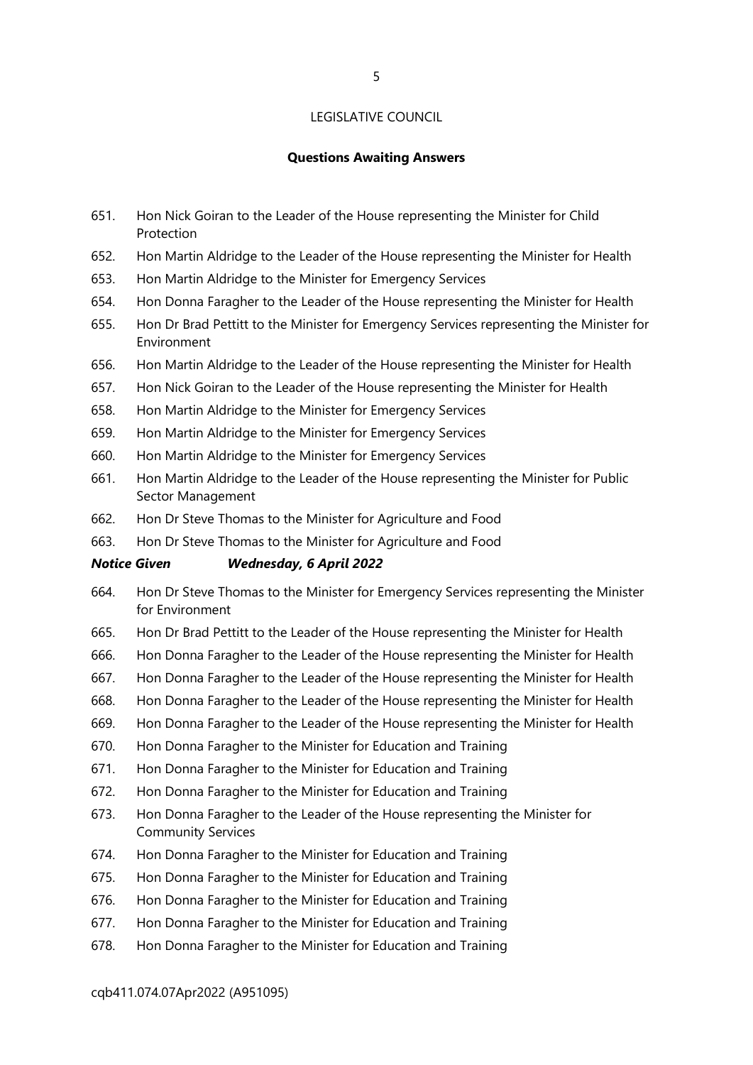LEGISLATIVE COUNCIL

**Questions Awaiting Answers**

651. Hon Nick Goiran to the Leader of the House representing the Minister for Child Protection
652. Hon Martin Aldridge to the Leader of the House representing the Minister for Health
653. Hon Martin Aldridge to the Minister for Emergency Services
654. Hon Donna Faragher to the Leader of the House representing the Minister for Health
655. Hon Dr Brad Pettitt to the Minister for Emergency Services representing the Minister for Environment
656. Hon Martin Aldridge to the Leader of the House representing the Minister for Health
657. Hon Nick Goiran to the Leader of the House representing the Minister for Health
658. Hon Martin Aldridge to the Minister for Emergency Services
659. Hon Martin Aldridge to the Minister for Emergency Services
660. Hon Martin Aldridge to the Minister for Emergency Services
661. Hon Martin Aldridge to the Leader of the House representing the Minister for Public Sector Management
662. Hon Dr Steve Thomas to the Minister for Agriculture and Food
663. Hon Dr Steve Thomas to the Minister for Agriculture and Food

***Notice Given Wednesday, 6 April 2022***

664. Hon Dr Steve Thomas to the Minister for Emergency Services representing the Minister for Environment
665. Hon Dr Brad Pettitt to the Leader of the House representing the Minister for Health
666. Hon Donna Faragher to the Leader of the House representing the Minister for Health
667. Hon Donna Faragher to the Leader of the House representing the Minister for Health
668. Hon Donna Faragher to the Leader of the House representing the Minister for Health
669. Hon Donna Faragher to the Leader of the House representing the Minister for Health
670. Hon Donna Faragher to the Minister for Education and Training
671. Hon Donna Faragher to the Minister for Education and Training
672. Hon Donna Faragher to the Minister for Education and Training
673. Hon Donna Faragher to the Leader of the House representing the Minister for Community Services
674. Hon Donna Faragher to the Minister for Education and Training
675. Hon Donna Faragher to the Minister for Education and Training
676. Hon Donna Faragher to the Minister for Education and Training
677. Hon Donna Faragher to the Minister for Education and Training
678. Hon Donna Faragher to the Minister for Education and Training

cqb411.074.07Apr2022 (A951095)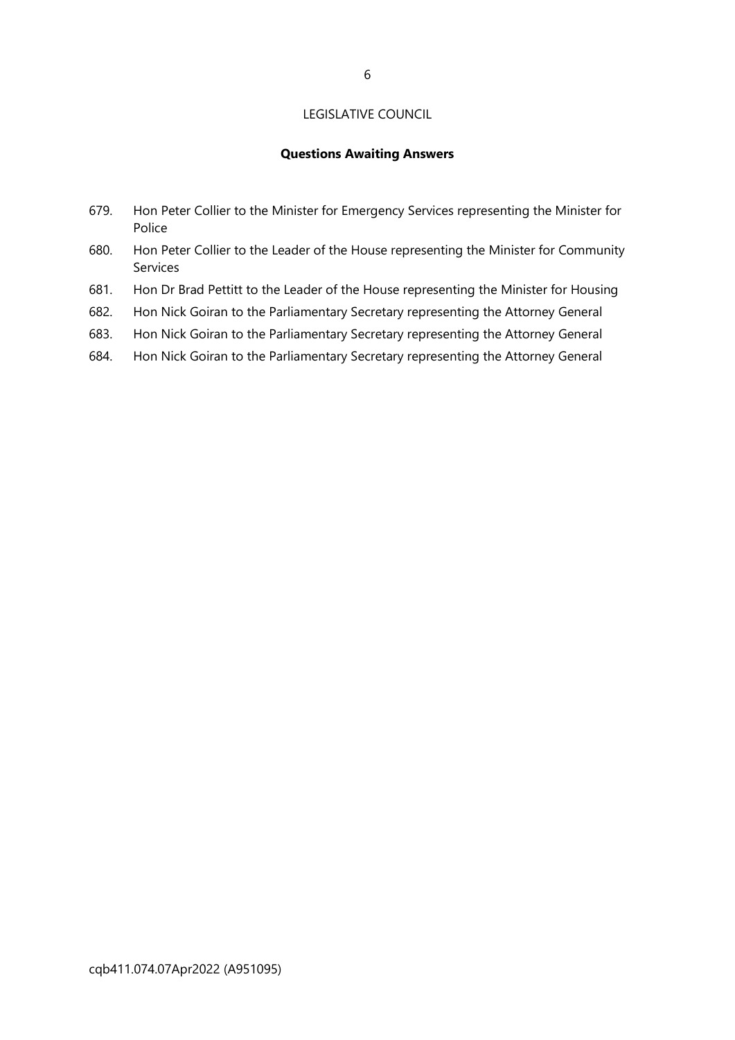LEGISLATIVE COUNCIL

**Questions Awaiting Answers**

679. Hon Peter Collier to the Minister for Emergency Services representing the Minister for Police
680. Hon Peter Collier to the Leader of the House representing the Minister for Community Services
681. Hon Dr Brad Pettitt to the Leader of the House representing the Minister for Housing
682. Hon Nick Goiran to the Parliamentary Secretary representing the Attorney General
683. Hon Nick Goiran to the Parliamentary Secretary representing the Attorney General
684. Hon Nick Goiran to the Parliamentary Secretary representing the Attorney General

cqb411.074.07Apr2022 (A951095)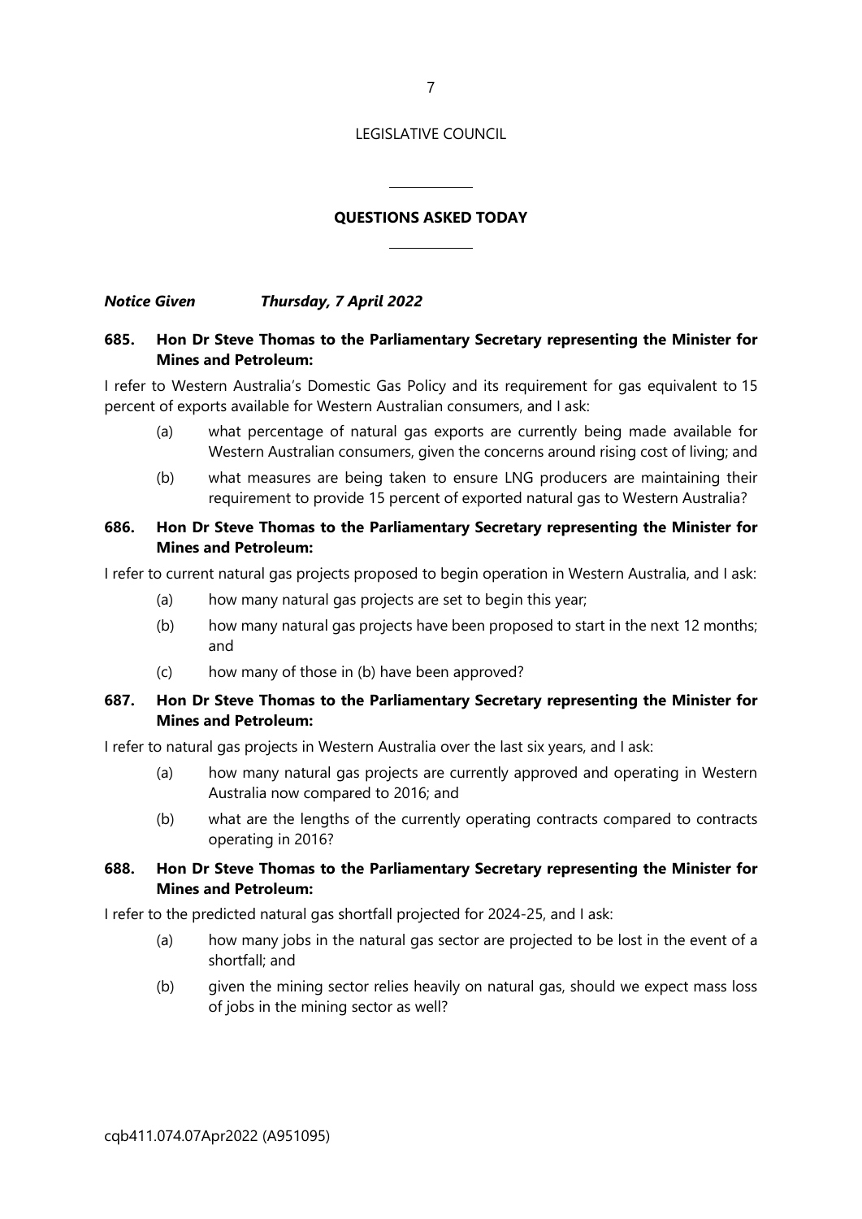LEGISLATIVE COUNCIL

## QUESTIONS ASKED TODAY

***Notice Given Thursday, 7 April 2022***

**685. Hon Dr Steve Thomas to the Parliamentary Secretary representing the Minister for Mines and Petroleum:**

I refer to Western Australia's Domestic Gas Policy and its requirement for gas equivalent to 15 percent of exports available for Western Australian consumers, and I ask:

(a) what percentage of natural gas exports are currently being made available for Western Australian consumers, given the concerns around rising cost of living; and

(b) what measures are being taken to ensure LNG producers are maintaining their requirement to provide 15 percent of exported natural gas to Western Australia?

**686. Hon Dr Steve Thomas to the Parliamentary Secretary representing the Minister for Mines and Petroleum:**

I refer to current natural gas projects proposed to begin operation in Western Australia, and I ask:

(a) how many natural gas projects are set to begin this year;

(b) how many natural gas projects have been proposed to start in the next 12 months; and

(c) how many of those in (b) have been approved?

**687. Hon Dr Steve Thomas to the Parliamentary Secretary representing the Minister for Mines and Petroleum:**

I refer to natural gas projects in Western Australia over the last six years, and I ask:

(a) how many natural gas projects are currently approved and operating in Western Australia now compared to 2016; and

(b) what are the lengths of the currently operating contracts compared to contracts operating in 2016?

**688. Hon Dr Steve Thomas to the Parliamentary Secretary representing the Minister for Mines and Petroleum:**

I refer to the predicted natural gas shortfall projected for 2024-25, and I ask:

(a) how many jobs in the natural gas sector are projected to be lost in the event of a shortfall; and

(b) given the mining sector relies heavily on natural gas, should we expect mass loss of jobs in the mining sector as well?

cqb411.074.07Apr2022 (A951095)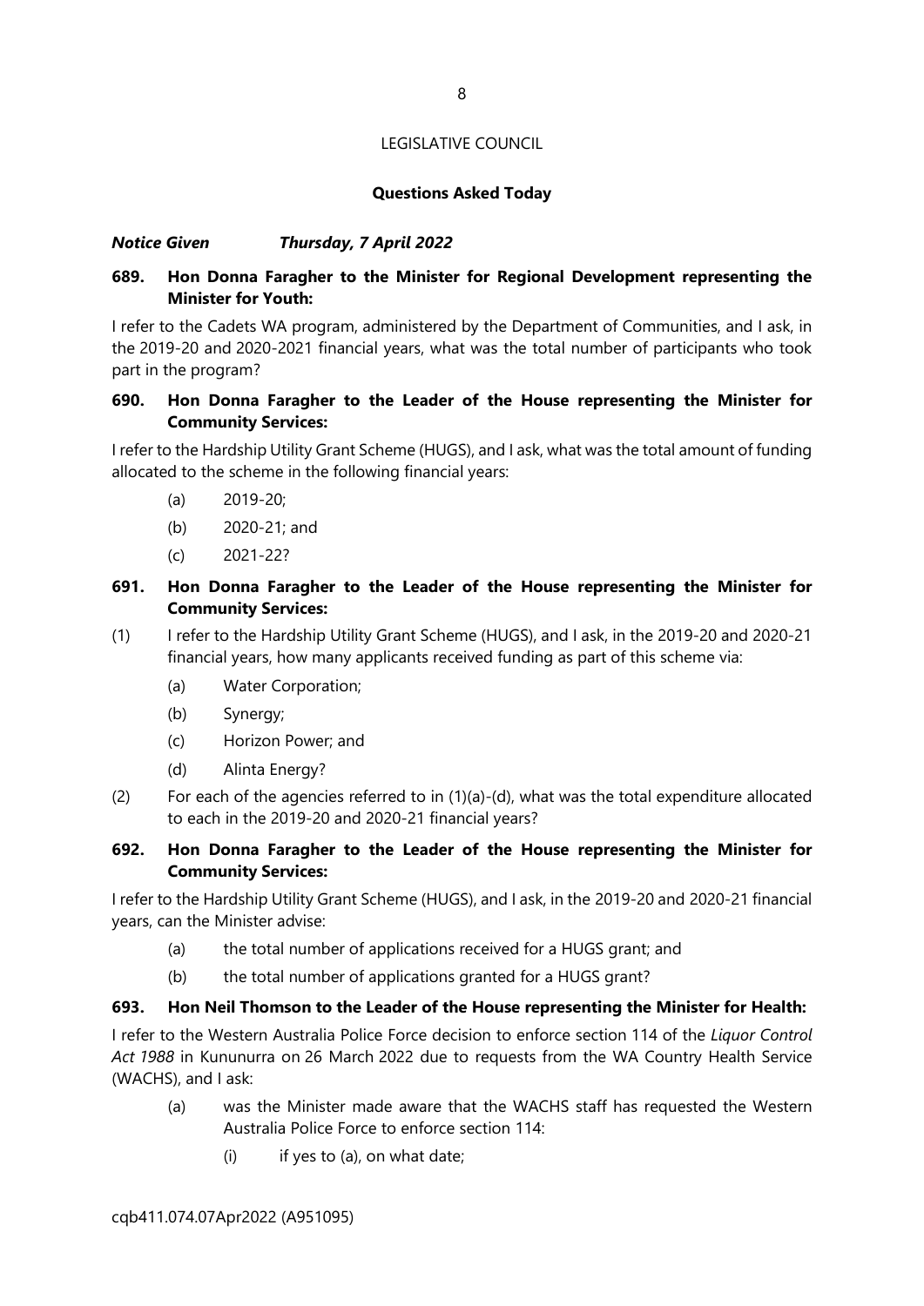LEGISLATIVE COUNCIL

**Questions Asked Today**

***Notice Given Thursday, 7 April 2022***

**689. Hon Donna Faragher to the Minister for Regional Development representing the Minister for Youth:**

I refer to the Cadets WA program, administered by the Department of Communities, and I ask, in the 2019-20 and 2020-2021 financial years, what was the total number of participants who took part in the program?

**690. Hon Donna Faragher to the Leader of the House representing the Minister for Community Services:**

I refer to the Hardship Utility Grant Scheme (HUGS), and I ask, what was the total amount of funding allocated to the scheme in the following financial years:

- (a) 2019-20;
- (b) 2020-21; and
- (c) 2021-22?

**691. Hon Donna Faragher to the Leader of the House representing the Minister for Community Services:**

(1) I refer to the Hardship Utility Grant Scheme (HUGS), and I ask, in the 2019-20 and 2020-21 financial years, how many applicants received funding as part of this scheme via:

- (a) Water Corporation;
- (b) Synergy;
- (c) Horizon Power; and
- (d) Alinta Energy?

(2) For each of the agencies referred to in (1)(a)-(d), what was the total expenditure allocated to each in the 2019-20 and 2020-21 financial years?

**692. Hon Donna Faragher to the Leader of the House representing the Minister for Community Services:**

I refer to the Hardship Utility Grant Scheme (HUGS), and I ask, in the 2019-20 and 2020-21 financial years, can the Minister advise:

- (a) the total number of applications received for a HUGS grant; and
- (b) the total number of applications granted for a HUGS grant?

**693. Hon Neil Thomson to the Leader of the House representing the Minister for Health:**

I refer to the Western Australia Police Force decision to enforce section 114 of the *Liquor Control Act 1988* in Kununurra on 26 March 2022 due to requests from the WA Country Health Service (WACHS), and I ask:

- (a) was the Minister made aware that the WACHS staff has requested the Western Australia Police Force to enforce section 114:
  - (i) if yes to (a), on what date;

cqb411.074.07Apr2022 (A951095)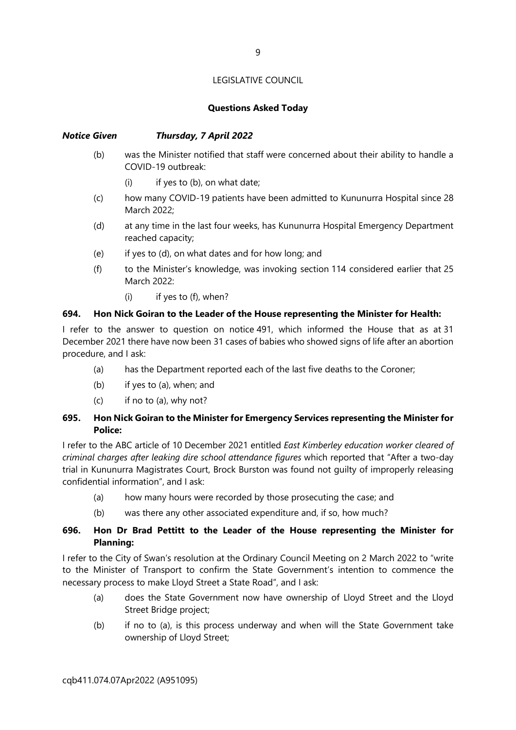LEGISLATIVE COUNCIL

**Questions Asked Today**

***Notice Given Thursday, 7 April 2022***

- (b) was the Minister notified that staff were concerned about their ability to handle a COVID-19 outbreak:
  - (i) if yes to (b), on what date;
- (c) how many COVID-19 patients have been admitted to Kununurra Hospital since 28 March 2022;
- (d) at any time in the last four weeks, has Kununurra Hospital Emergency Department reached capacity;
- (e) if yes to (d), on what dates and for how long; and
- (f) to the Minister's knowledge, was invoking section 114 considered earlier that 25 March 2022:
  - (i) if yes to (f), when?

**694. Hon Nick Goiran to the Leader of the House representing the Minister for Health:**

I refer to the answer to question on notice 491, which informed the House that as at 31 December 2021 there have now been 31 cases of babies who showed signs of life after an abortion procedure, and I ask:

- (a) has the Department reported each of the last five deaths to the Coroner;
- (b) if yes to (a), when; and
- (c) if no to (a), why not?

**695. Hon Nick Goiran to the Minister for Emergency Services representing the Minister for Police:**

I refer to the ABC article of 10 December 2021 entitled *East Kimberley education worker cleared of criminal charges after leaking dire school attendance figures* which reported that "After a two-day trial in Kununurra Magistrates Court, Brock Burston was found not guilty of improperly releasing confidential information", and I ask:

- (a) how many hours were recorded by those prosecuting the case; and
- (b) was there any other associated expenditure and, if so, how much?

**696. Hon Dr Brad Pettitt to the Leader of the House representing the Minister for Planning:**

I refer to the City of Swan's resolution at the Ordinary Council Meeting on 2 March 2022 to "write to the Minister of Transport to confirm the State Government's intention to commence the necessary process to make Lloyd Street a State Road", and I ask:

- (a) does the State Government now have ownership of Lloyd Street and the Lloyd Street Bridge project;
- (b) if no to (a), is this process underway and when will the State Government take ownership of Lloyd Street;

cqb411.074.07Apr2022 (A951095)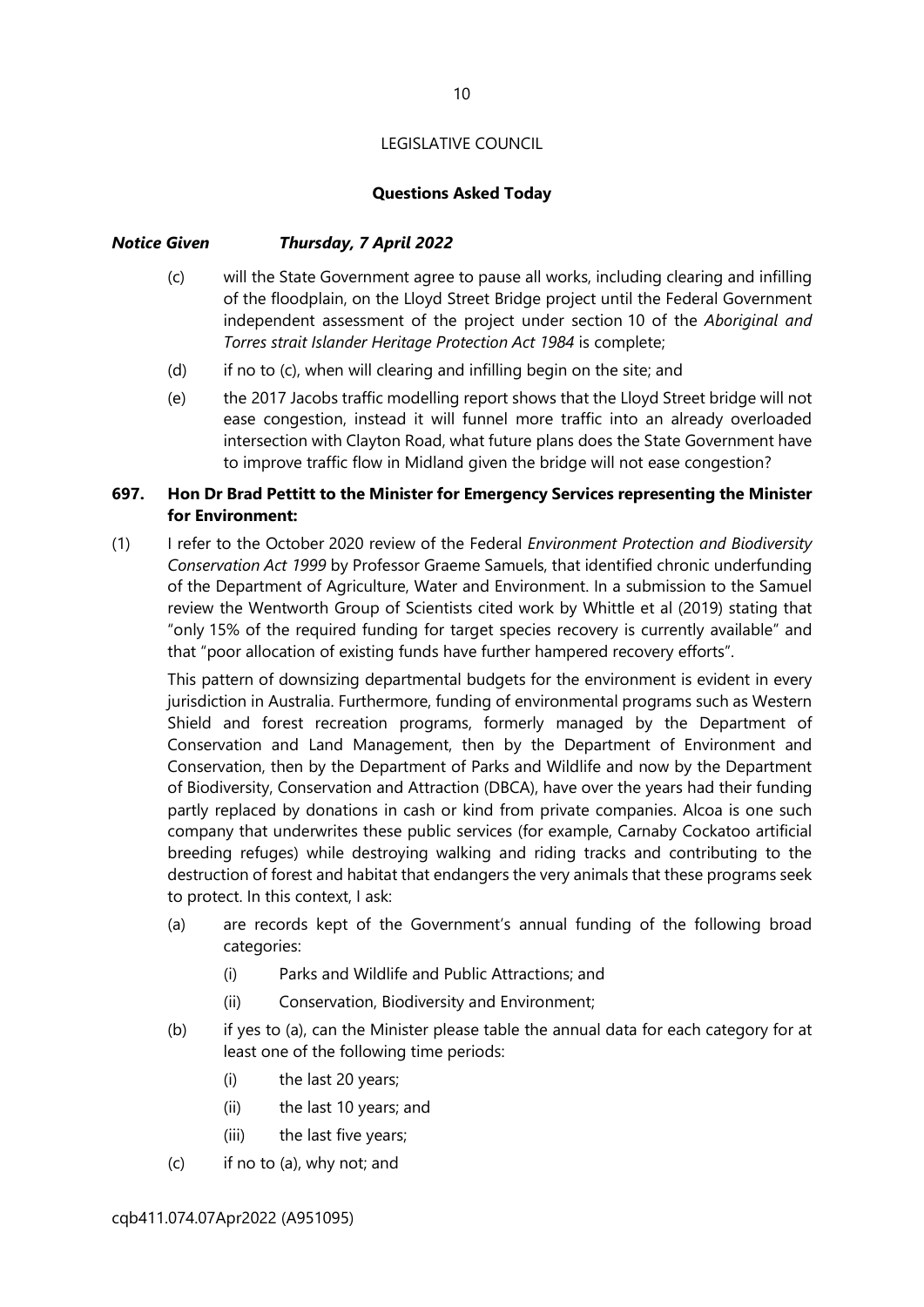LEGISLATIVE COUNCIL

**Questions Asked Today**

***Notice Given Thursday, 7 April 2022***

(c) will the State Government agree to pause all works, including clearing and infilling of the floodplain, on the Lloyd Street Bridge project until the Federal Government independent assessment of the project under section 10 of the *Aboriginal and Torres strait Islander Heritage Protection Act 1984* is complete;

(d) if no to (c), when will clearing and infilling begin on the site; and

(e) the 2017 Jacobs traffic modelling report shows that the Lloyd Street bridge will not ease congestion, instead it will funnel more traffic into an already overloaded intersection with Clayton Road, what future plans does the State Government have to improve traffic flow in Midland given the bridge will not ease congestion?

**697. Hon Dr Brad Pettitt to the Minister for Emergency Services representing the Minister for Environment:**

(1) I refer to the October 2020 review of the Federal *Environment Protection and Biodiversity Conservation Act 1999* by Professor Graeme Samuels, that identified chronic underfunding of the Department of Agriculture, Water and Environment. In a submission to the Samuel review the Wentworth Group of Scientists cited work by Whittle et al (2019) stating that "only 15% of the required funding for target species recovery is currently available" and that "poor allocation of existing funds have further hampered recovery efforts".

This pattern of downsizing departmental budgets for the environment is evident in every jurisdiction in Australia. Furthermore, funding of environmental programs such as Western Shield and forest recreation programs, formerly managed by the Department of Conservation and Land Management, then by the Department of Environment and Conservation, then by the Department of Parks and Wildlife and now by the Department of Biodiversity, Conservation and Attraction (DBCA), have over the years had their funding partly replaced by donations in cash or kind from private companies. Alcoa is one such company that underwrites these public services (for example, Carnaby Cockatoo artificial breeding refuges) while destroying walking and riding tracks and contributing to the destruction of forest and habitat that endangers the very animals that these programs seek to protect. In this context, I ask:

(a) are records kept of the Government's annual funding of the following broad categories:

(i) Parks and Wildlife and Public Attractions; and

(ii) Conservation, Biodiversity and Environment;

(b) if yes to (a), can the Minister please table the annual data for each category for at least one of the following time periods:

(i) the last 20 years;

(ii) the last 10 years; and

(iii) the last five years;

(c) if no to (a), why not; and

cqb411.074.07Apr2022 (A951095)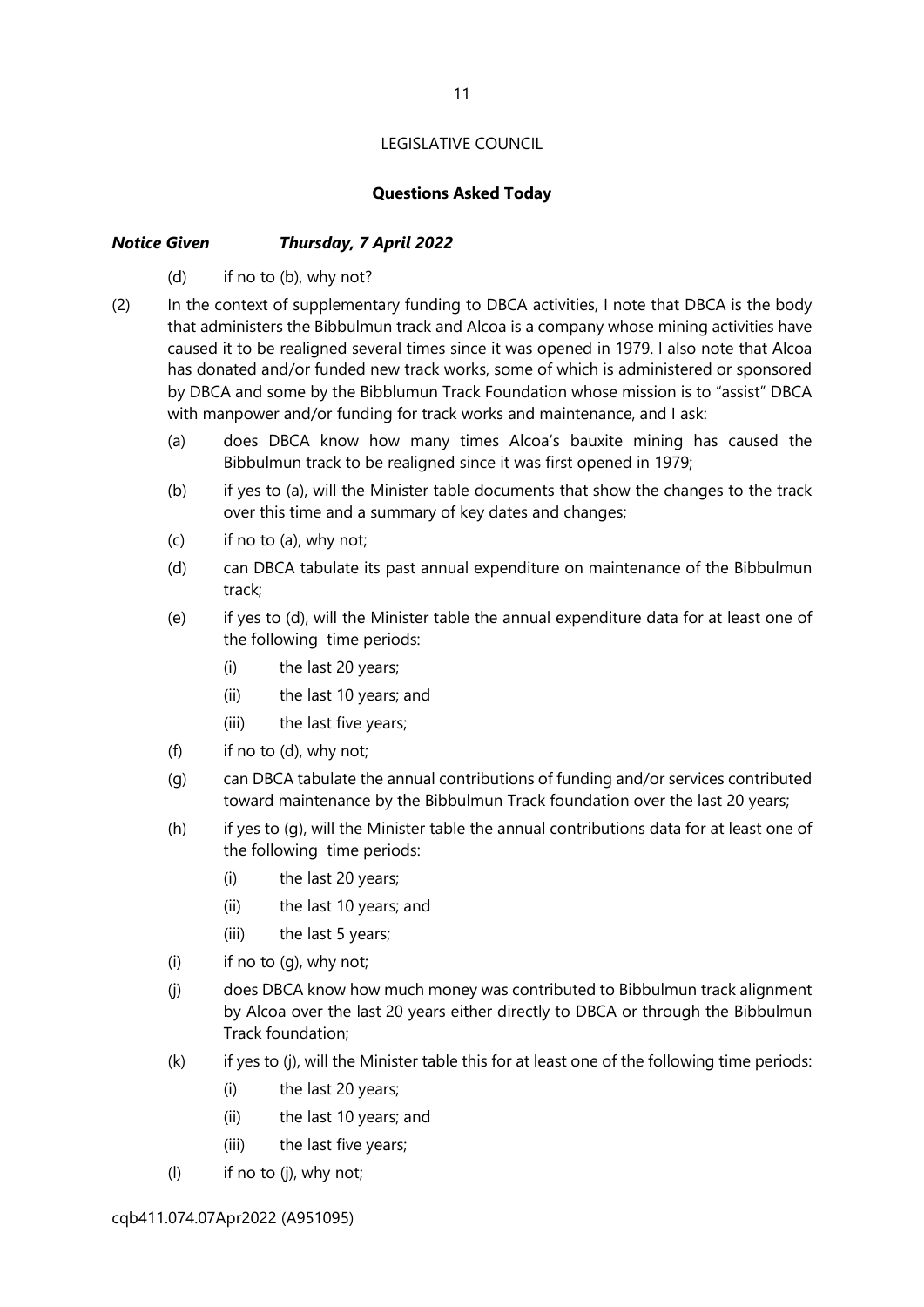LEGISLATIVE COUNCIL

**Questions Asked Today**

***Notice Given Thursday, 7 April 2022***

(d) if no to (b), why not?

(2) In the context of supplementary funding to DBCA activities, I note that DBCA is the body that administers the Bibbulmun track and Alcoa is a company whose mining activities have caused it to be realigned several times since it was opened in 1979. I also note that Alcoa has donated and/or funded new track works, some of which is administered or sponsored by DBCA and some by the Bibblumun Track Foundation whose mission is to "assist" DBCA with manpower and/or funding for track works and maintenance, and I ask:

(a) does DBCA know how many times Alcoa's bauxite mining has caused the Bibbulmun track to be realigned since it was first opened in 1979;

(b) if yes to (a), will the Minister table documents that show the changes to the track over this time and a summary of key dates and changes;

(c) if no to (a), why not;

(d) can DBCA tabulate its past annual expenditure on maintenance of the Bibbulmun track;

(e) if yes to (d), will the Minister table the annual expenditure data for at least one of the following time periods:

(i) the last 20 years;

(ii) the last 10 years; and

(iii) the last five years;

(f) if no to (d), why not;

(g) can DBCA tabulate the annual contributions of funding and/or services contributed toward maintenance by the Bibbulmun Track foundation over the last 20 years;

(h) if yes to (g), will the Minister table the annual contributions data for at least one of the following time periods:

(i) the last 20 years;

(ii) the last 10 years; and

(iii) the last 5 years;

(i) if no to (g), why not;

(j) does DBCA know how much money was contributed to Bibbulmun track alignment by Alcoa over the last 20 years either directly to DBCA or through the Bibbulmun Track foundation;

(k) if yes to (j), will the Minister table this for at least one of the following time periods:

(i) the last 20 years;

(ii) the last 10 years; and

(iii) the last five years;

(l) if no to (j), why not;

cqb411.074.07Apr2022 (A951095)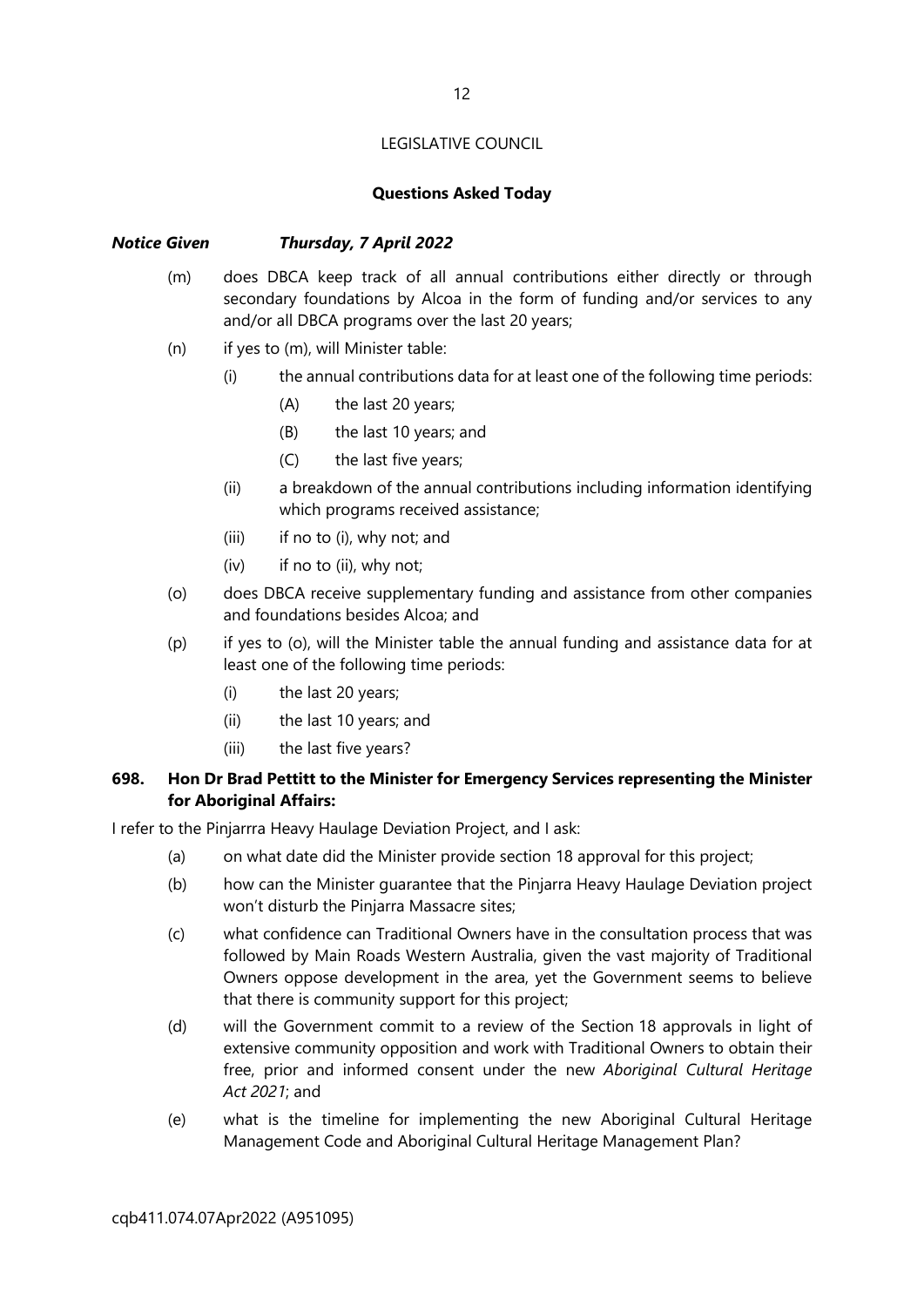LEGISLATIVE COUNCIL

**Questions Asked Today**

***Notice Given Thursday, 7 April 2022***

(m) does DBCA keep track of all annual contributions either directly or through secondary foundations by Alcoa in the form of funding and/or services to any and/or all DBCA programs over the last 20 years;

(n) if yes to (m), will Minister table:

   (i) the annual contributions data for at least one of the following time periods:

      (A) the last 20 years;

      (B) the last 10 years; and

      (C) the last five years;

   (ii) a breakdown of the annual contributions including information identifying which programs received assistance;

   (iii) if no to (i), why not; and

   (iv) if no to (ii), why not;

(o) does DBCA receive supplementary funding and assistance from other companies and foundations besides Alcoa; and

(p) if yes to (o), will the Minister table the annual funding and assistance data for at least one of the following time periods:

   (i) the last 20 years;

   (ii) the last 10 years; and

   (iii) the last five years?

**698. Hon Dr Brad Pettitt to the Minister for Emergency Services representing the Minister for Aboriginal Affairs:**

I refer to the Pinjarrra Heavy Haulage Deviation Project, and I ask:

(a) on what date did the Minister provide section 18 approval for this project;

(b) how can the Minister guarantee that the Pinjarra Heavy Haulage Deviation project won't disturb the Pinjarra Massacre sites;

(c) what confidence can Traditional Owners have in the consultation process that was followed by Main Roads Western Australia, given the vast majority of Traditional Owners oppose development in the area, yet the Government seems to believe that there is community support for this project;

(d) will the Government commit to a review of the Section 18 approvals in light of extensive community opposition and work with Traditional Owners to obtain their free, prior and informed consent under the new *Aboriginal Cultural Heritage Act 2021*; and

(e) what is the timeline for implementing the new Aboriginal Cultural Heritage Management Code and Aboriginal Cultural Heritage Management Plan?

cqb411.074.07Apr2022 (A951095)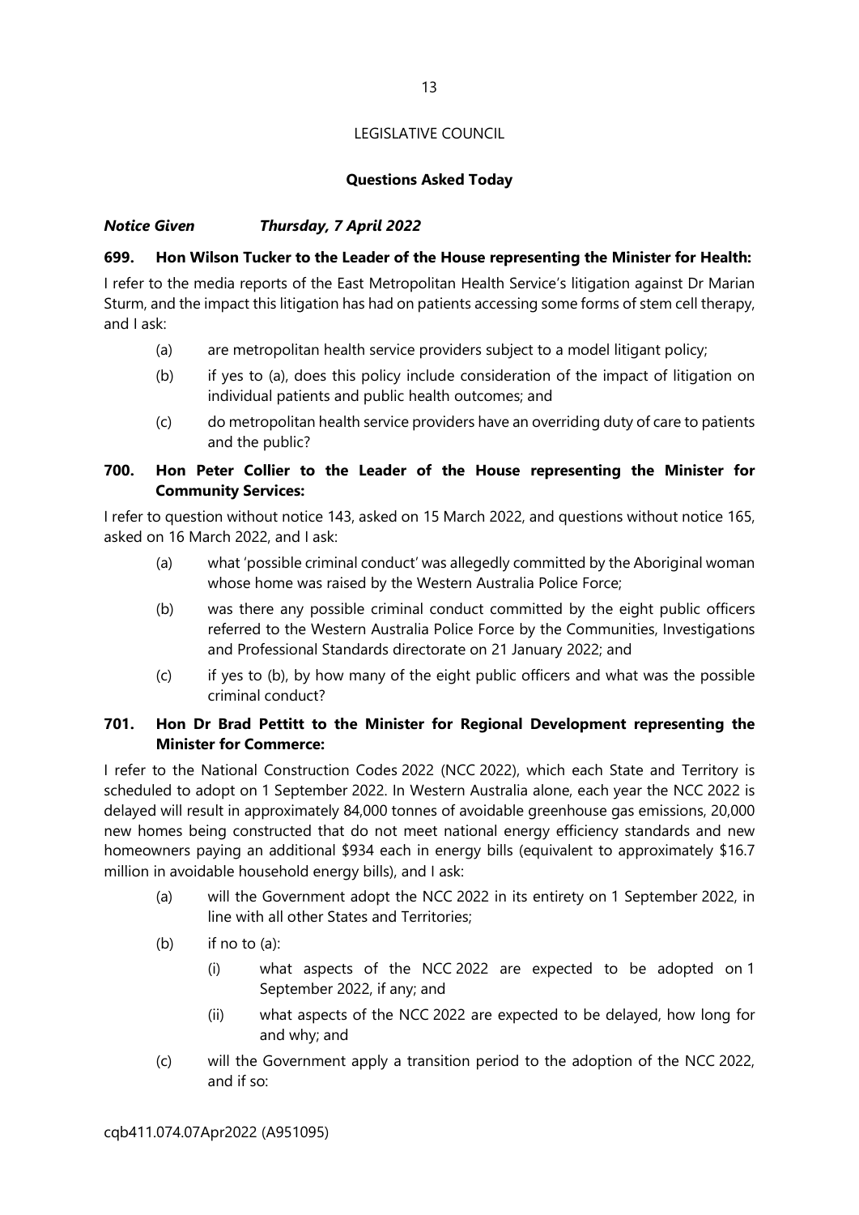LEGISLATIVE COUNCIL

**Questions Asked Today**

***Notice Given Thursday, 7 April 2022***

**699. Hon Wilson Tucker to the Leader of the House representing the Minister for Health:**

I refer to the media reports of the East Metropolitan Health Service's litigation against Dr Marian Sturm, and the impact this litigation has had on patients accessing some forms of stem cell therapy, and I ask:

- (a) are metropolitan health service providers subject to a model litigant policy;
- (b) if yes to (a), does this policy include consideration of the impact of litigation on individual patients and public health outcomes; and
- (c) do metropolitan health service providers have an overriding duty of care to patients and the public?

**700. Hon Peter Collier to the Leader of the House representing the Minister for Community Services:**

I refer to question without notice 143, asked on 15 March 2022, and questions without notice 165, asked on 16 March 2022, and I ask:

- (a) what 'possible criminal conduct' was allegedly committed by the Aboriginal woman whose home was raised by the Western Australia Police Force;
- (b) was there any possible criminal conduct committed by the eight public officers referred to the Western Australia Police Force by the Communities, Investigations and Professional Standards directorate on 21 January 2022; and
- (c) if yes to (b), by how many of the eight public officers and what was the possible criminal conduct?

**701. Hon Dr Brad Pettitt to the Minister for Regional Development representing the Minister for Commerce:**

I refer to the National Construction Codes 2022 (NCC 2022), which each State and Territory is scheduled to adopt on 1 September 2022. In Western Australia alone, each year the NCC 2022 is delayed will result in approximately 84,000 tonnes of avoidable greenhouse gas emissions, 20,000 new homes being constructed that do not meet national energy efficiency standards and new homeowners paying an additional $934 each in energy bills (equivalent to approximately $16.7 million in avoidable household energy bills), and I ask:

- (a) will the Government adopt the NCC 2022 in its entirety on 1 September 2022, in line with all other States and Territories;
- (b) if no to (a):
  - (i) what aspects of the NCC 2022 are expected to be adopted on 1 September 2022, if any; and
  - (ii) what aspects of the NCC 2022 are expected to be delayed, how long for and why; and
- (c) will the Government apply a transition period to the adoption of the NCC 2022, and if so:

cqb411.074.07Apr2022 (A951095)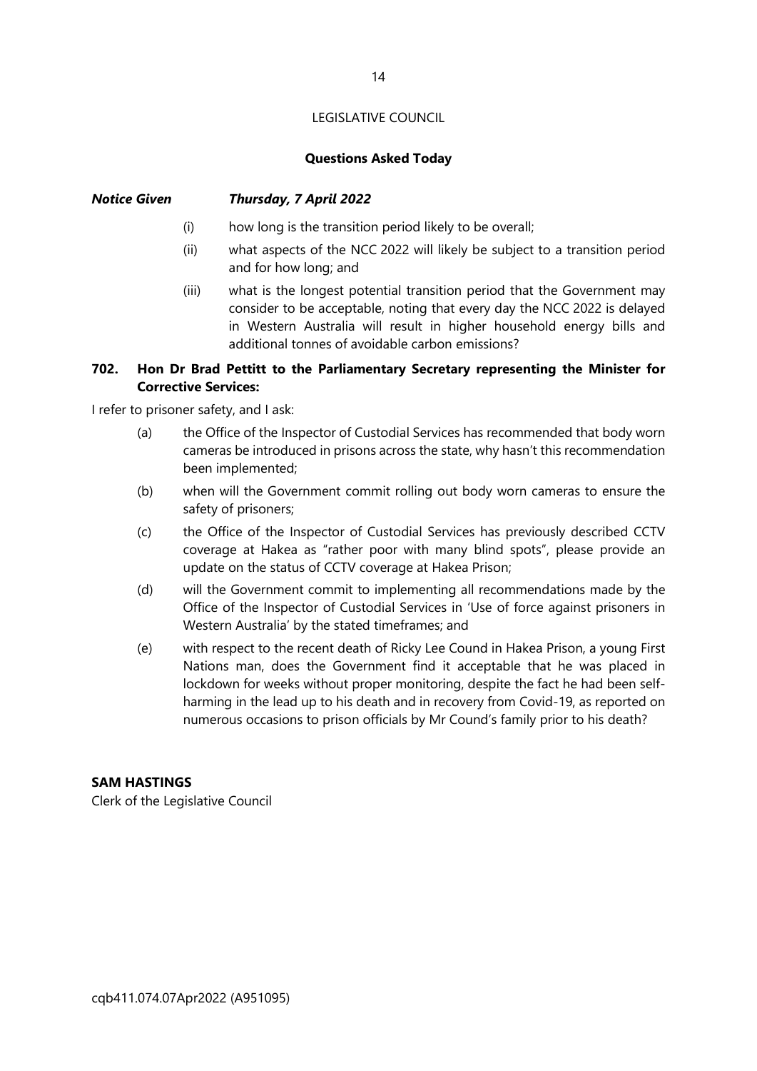LEGISLATIVE COUNCIL

**Questions Asked Today**

***Notice Given Thursday, 7 April 2022***

(i) how long is the transition period likely to be overall;

(ii) what aspects of the NCC 2022 will likely be subject to a transition period and for how long; and

(iii) what is the longest potential transition period that the Government may consider to be acceptable, noting that every day the NCC 2022 is delayed in Western Australia will result in higher household energy bills and additional tonnes of avoidable carbon emissions?

**702. Hon Dr Brad Pettitt to the Parliamentary Secretary representing the Minister for Corrective Services:**

I refer to prisoner safety, and I ask:

(a) the Office of the Inspector of Custodial Services has recommended that body worn cameras be introduced in prisons across the state, why hasn't this recommendation been implemented;

(b) when will the Government commit rolling out body worn cameras to ensure the safety of prisoners;

(c) the Office of the Inspector of Custodial Services has previously described CCTV coverage at Hakea as "rather poor with many blind spots", please provide an update on the status of CCTV coverage at Hakea Prison;

(d) will the Government commit to implementing all recommendations made by the Office of the Inspector of Custodial Services in 'Use of force against prisoners in Western Australia' by the stated timeframes; and

(e) with respect to the recent death of Ricky Lee Cound in Hakea Prison, a young First Nations man, does the Government find it acceptable that he was placed in lockdown for weeks without proper monitoring, despite the fact he had been self-harming in the lead up to his death and in recovery from Covid-19, as reported on numerous occasions to prison officials by Mr Cound's family prior to his death?

**SAM HASTINGS**
Clerk of the Legislative Council

cqb411.074.07Apr2022 (A951095)